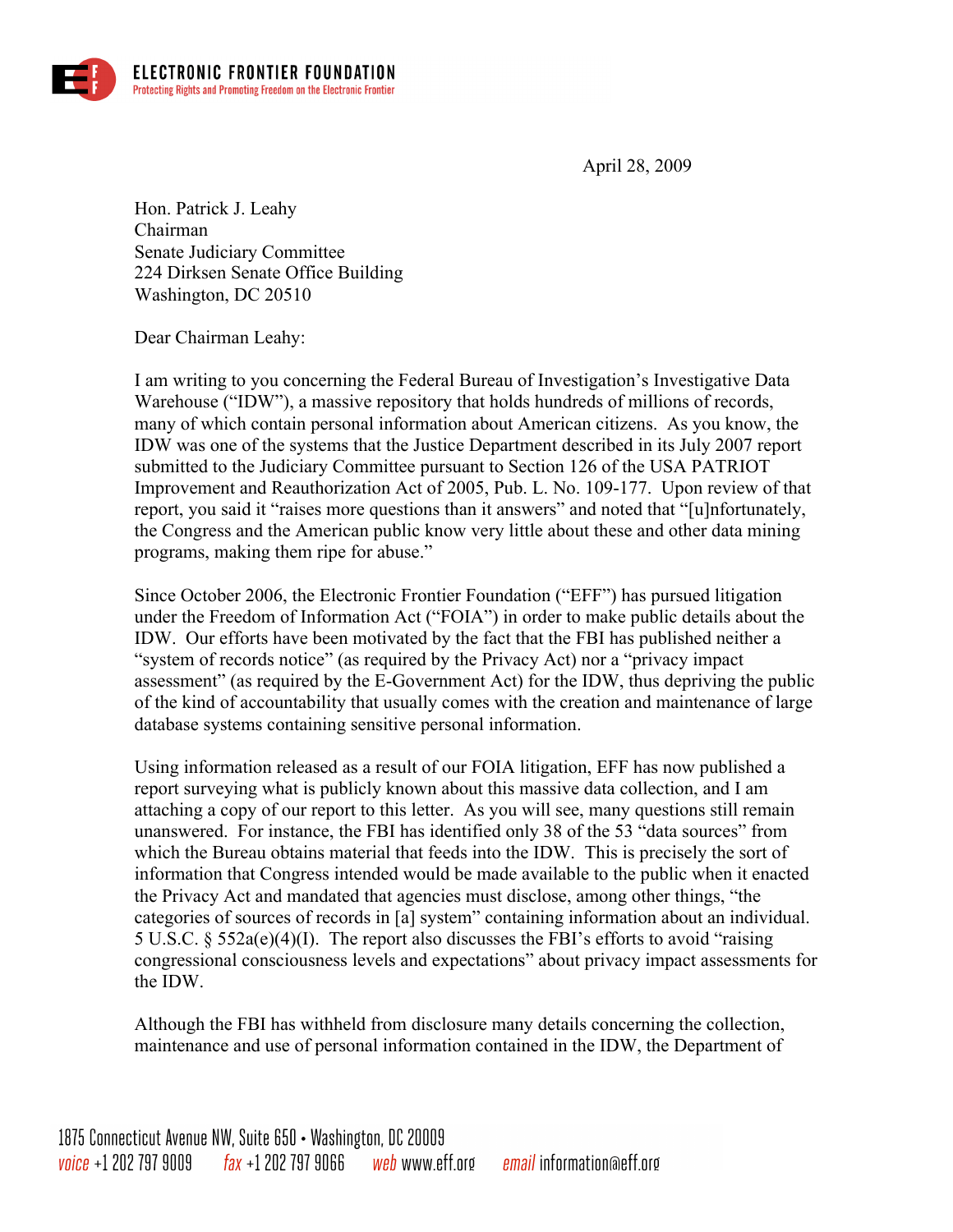**ELECTRONIC FRONTIER FOUNDATION**
Protecting Rights and Promoting Freedom on the Electronic Frontier

April 28, 2009

Hon. Patrick J. Leahy
Chairman
Senate Judiciary Committee
224 Dirksen Senate Office Building
Washington, DC 20510

Dear Chairman Leahy:

I am writing to you concerning the Federal Bureau of Investigation's Investigative Data Warehouse ("IDW"), a massive repository that holds hundreds of millions of records, many of which contain personal information about American citizens. As you know, the IDW was one of the systems that the Justice Department described in its July 2007 report submitted to the Judiciary Committee pursuant to Section 126 of the USA PATRIOT Improvement and Reauthorization Act of 2005, Pub. L. No. 109-177. Upon review of that report, you said it "raises more questions than it answers" and noted that "[u]nfortunately, the Congress and the American public know very little about these and other data mining programs, making them ripe for abuse."

Since October 2006, the Electronic Frontier Foundation ("EFF") has pursued litigation under the Freedom of Information Act ("FOIA") in order to make public details about the IDW. Our efforts have been motivated by the fact that the FBI has published neither a "system of records notice" (as required by the Privacy Act) nor a "privacy impact assessment" (as required by the E-Government Act) for the IDW, thus depriving the public of the kind of accountability that usually comes with the creation and maintenance of large database systems containing sensitive personal information.

Using information released as a result of our FOIA litigation, EFF has now published a report surveying what is publicly known about this massive data collection, and I am attaching a copy of our report to this letter. As you will see, many questions still remain unanswered. For instance, the FBI has identified only 38 of the 53 "data sources" from which the Bureau obtains material that feeds into the IDW. This is precisely the sort of information that Congress intended would be made available to the public when it enacted the Privacy Act and mandated that agencies must disclose, among other things, "the categories of sources of records in [a] system" containing information about an individual. 5 U.S.C. § 552a(e)(4)(I). The report also discusses the FBI's efforts to avoid "raising congressional consciousness levels and expectations" about privacy impact assessments for the IDW.

Although the FBI has withheld from disclosure many details concerning the collection, maintenance and use of personal information contained in the IDW, the Department of

1875 Connecticut Avenue NW, Suite 650 • Washington, DC 20009
voice +1 202 797 9009 fax +1 202 797 9066 web www.eff.org email information@eff.org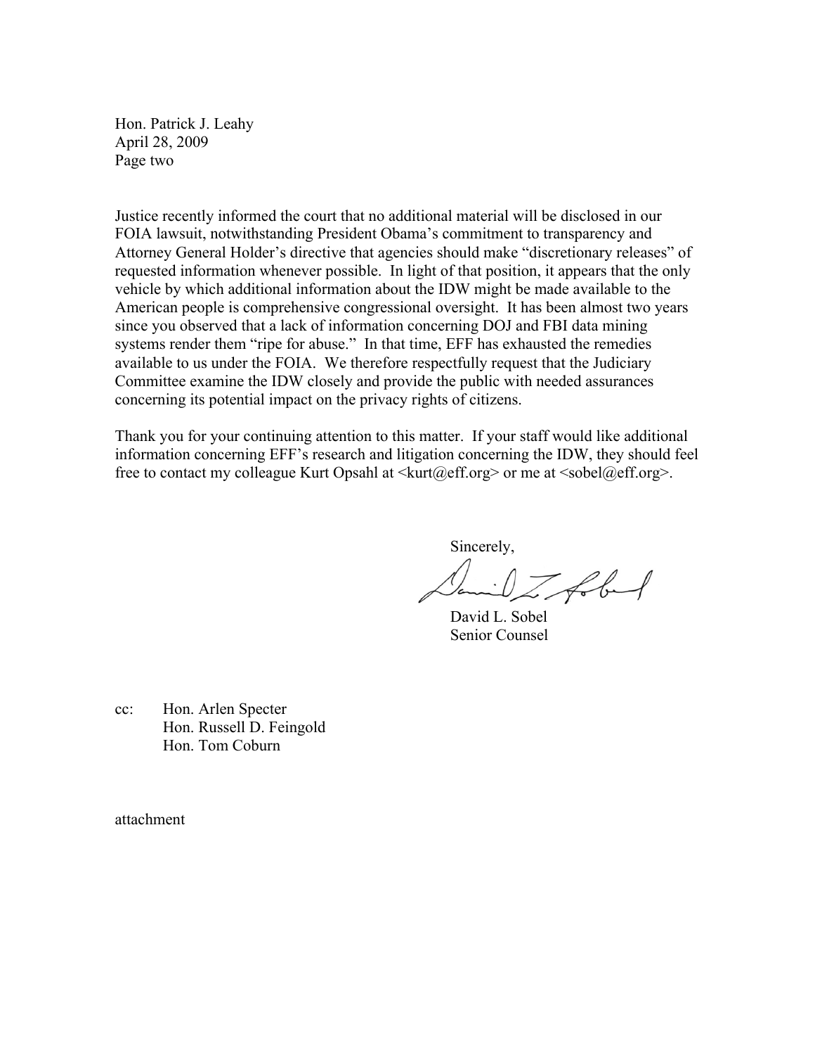Justice recently informed the court that no additional material will be disclosed in our FOIA lawsuit, notwithstanding President Obama's commitment to transparency and Attorney General Holder's directive that agencies should make "discretionary releases" of requested information whenever possible. In light of that position, it appears that the only vehicle by which additional information about the IDW might be made available to the American people is comprehensive congressional oversight. It has been almost two years since you observed that a lack of information concerning DOJ and FBI data mining systems render them "ripe for abuse." In that time, EFF has exhausted the remedies available to us under the FOIA. We therefore respectfully request that the Judiciary Committee examine the IDW closely and provide the public with needed assurances concerning its potential impact on the privacy rights of citizens.

Thank you for your continuing attention to this matter. If your staff would like additional information concerning EFF's research and litigation concerning the IDW, they should feel free to contact my colleague Kurt Opsahl at <kurt@eff.org> or me at <sobel@eff.org>.

Sincerely,

David L. Sobel
Senior Counsel

cc: Hon. Arlen Specter
Hon. Russell D. Feingold
Hon. Tom Coburn

attachment